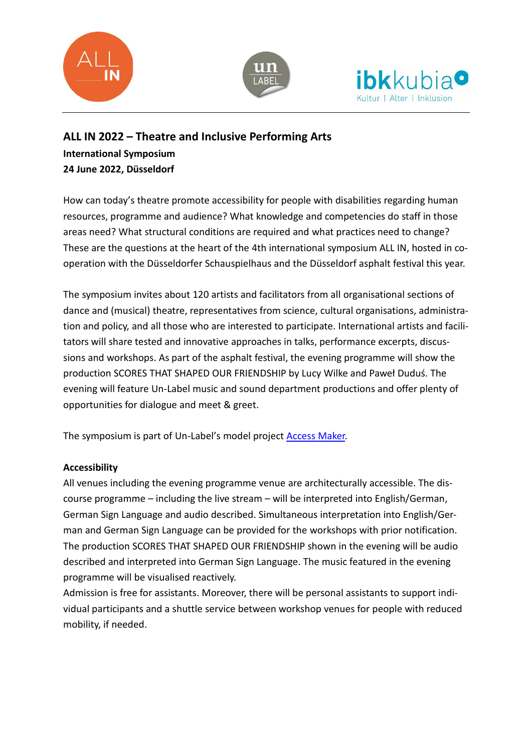## ALL IN 2022 – Theatre and Inclusive Performing Arts

**International Symposium**
**24 June 2022, Düsseldorf**

How can today's theatre promote accessibility for people with disabilities regarding human resources, programme and audience? What knowledge and competencies do staff in those areas need? What structural conditions are required and what practices need to change? These are the questions at the heart of the 4th international symposium ALL IN, hosted in co-operation with the Düsseldorfer Schauspielhaus and the Düsseldorf asphalt festival this year.

The symposium invites about 120 artists and facilitators from all organisational sections of dance and (musical) theatre, representatives from science, cultural organisations, administration and policy, and all those who are interested to participate. International artists and facilitators will share tested and innovative approaches in talks, performance excerpts, discussions and workshops. As part of the asphalt festival, the evening programme will show the production SCORES THAT SHAPED OUR FRIENDSHIP by Lucy Wilke and Paweł Duduś. The evening will feature Un-Label music and sound department productions and offer plenty of opportunities for dialogue and meet & greet.

The symposium is part of Un-Label's model project Access Maker.

**Accessibility**

All venues including the evening programme venue are architecturally accessible. The discourse programme – including the live stream – will be interpreted into English/German, German Sign Language and audio described. Simultaneous interpretation into English/German and German Sign Language can be provided for the workshops with prior notification. The production SCORES THAT SHAPED OUR FRIENDSHIP shown in the evening will be audio described and interpreted into German Sign Language. The music featured in the evening programme will be visualised reactively.
Admission is free for assistants. Moreover, there will be personal assistants to support individual participants and a shuttle service between workshop venues for people with reduced mobility, if needed.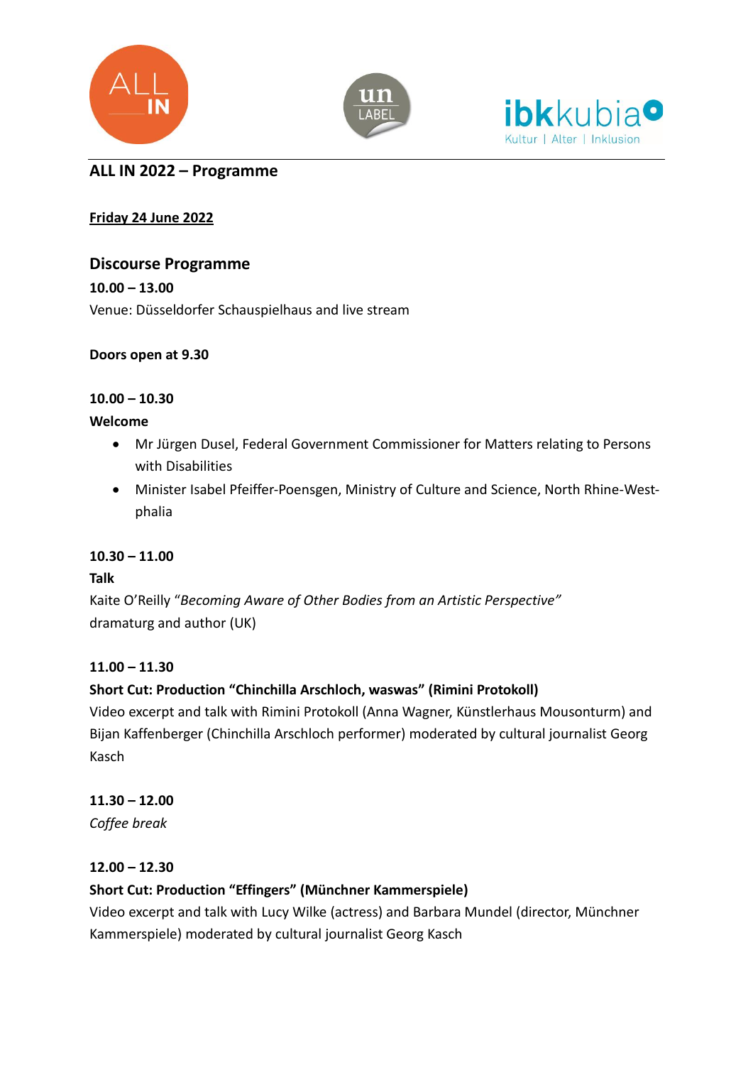## ALL IN 2022 – Programme

**<u>Friday 24 June 2022</u>**

### Discourse Programme

**10.00 – 13.00**

Venue: Düsseldorfer Schauspielhaus and live stream

**Doors open at 9.30**

**10.00 – 10.30**

**Welcome**

- Mr Jürgen Dusel, Federal Government Commissioner for Matters relating to Persons with Disabilities
- Minister Isabel Pfeiffer-Poensgen, Ministry of Culture and Science, North Rhine-Westphalia

**10.30 – 11.00**

**Talk**

Kaite O'Reilly "*Becoming Aware of Other Bodies from an Artistic Perspective"*
dramaturg and author (UK)

**11.00 – 11.30**

**Short Cut: Production "Chinchilla Arschloch, waswas" (Rimini Protokoll)**

Video excerpt and talk with Rimini Protokoll (Anna Wagner, Künstlerhaus Mousonturm) and Bijan Kaffenberger (Chinchilla Arschloch performer) moderated by cultural journalist Georg Kasch

**11.30 – 12.00**

*Coffee break*

**12.00 – 12.30**

**Short Cut: Production "Effingers" (Münchner Kammerspiele)**

Video excerpt and talk with Lucy Wilke (actress) and Barbara Mundel (director, Münchner Kammerspiele) moderated by cultural journalist Georg Kasch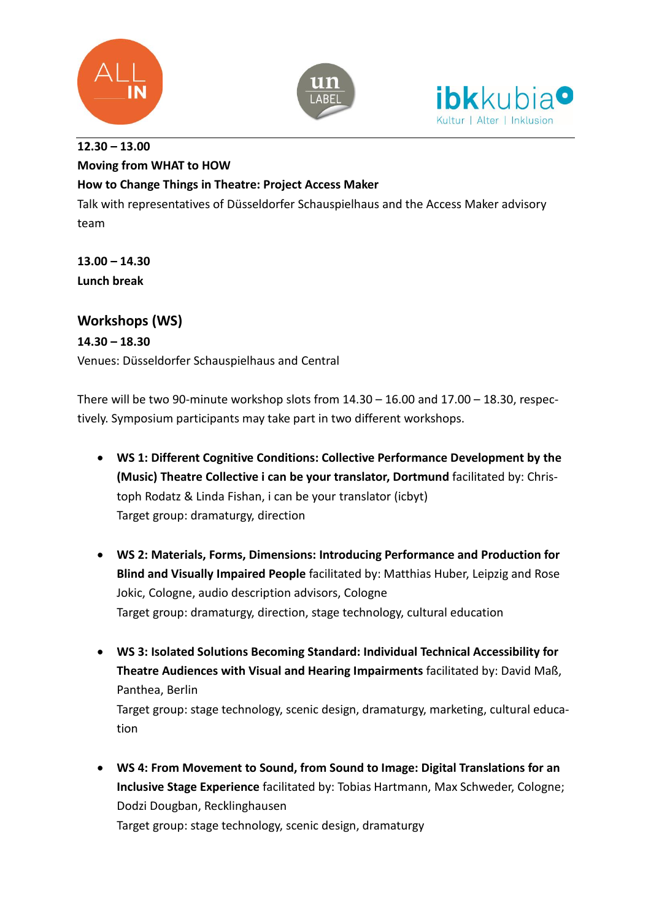**12.30 – 13.00**
**Moving from WHAT to HOW**
**How to Change Things in Theatre: Project Access Maker**
Talk with representatives of Düsseldorfer Schauspielhaus and the Access Maker advisory team

**13.00 – 14.30**
**Lunch break**

## Workshops (WS)

**14.30 – 18.30**
Venues: Düsseldorfer Schauspielhaus and Central

There will be two 90-minute workshop slots from 14.30 – 16.00 and 17.00 – 18.30, respectively. Symposium participants may take part in two different workshops.

- **WS 1: Different Cognitive Conditions: Collective Performance Development by the (Music) Theatre Collective i can be your translator, Dortmund** facilitated by: Christoph Rodatz & Linda Fishan, i can be your translator (icbyt)
  Target group: dramaturgy, direction

- **WS 2: Materials, Forms, Dimensions: Introducing Performance and Production for Blind and Visually Impaired People** facilitated by: Matthias Huber, Leipzig and Rose Jokic, Cologne, audio description advisors, Cologne
  Target group: dramaturgy, direction, stage technology, cultural education

- **WS 3: Isolated Solutions Becoming Standard: Individual Technical Accessibility for Theatre Audiences with Visual and Hearing Impairments** facilitated by: David Maß, Panthea, Berlin
  Target group: stage technology, scenic design, dramaturgy, marketing, cultural education

- **WS 4: From Movement to Sound, from Sound to Image: Digital Translations for an Inclusive Stage Experience** facilitated by: Tobias Hartmann, Max Schweder, Cologne; Dodzi Dougban, Recklinghausen
  Target group: stage technology, scenic design, dramaturgy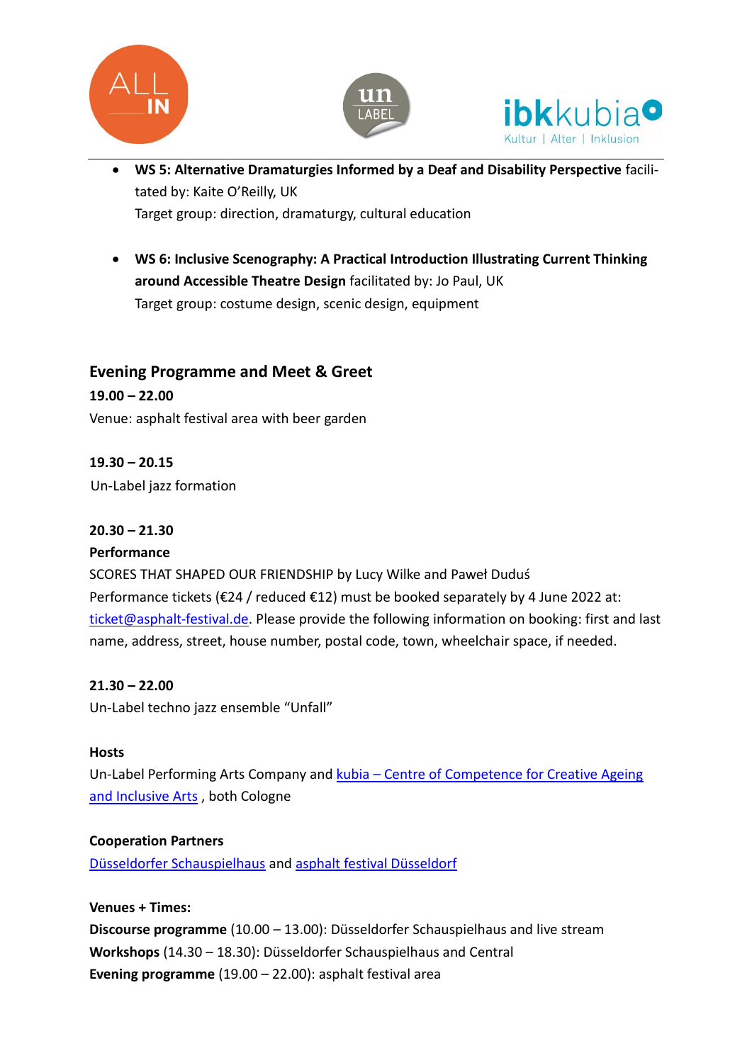- **WS 5: Alternative Dramaturgies Informed by a Deaf and Disability Perspective** facilitated by: Kaite O'Reilly, UK
  Target group: direction, dramaturgy, cultural education

- **WS 6: Inclusive Scenography: A Practical Introduction Illustrating Current Thinking around Accessible Theatre Design** facilitated by: Jo Paul, UK
  Target group: costume design, scenic design, equipment

## Evening Programme and Meet & Greet

**19.00 – 22.00**
Venue: asphalt festival area with beer garden

**19.30 – 20.15**
Un-Label jazz formation

**20.30 – 21.30**
**Performance**
SCORES THAT SHAPED OUR FRIENDSHIP by Lucy Wilke and Paweł Duduś
Performance tickets (€24 / reduced €12) must be booked separately by 4 June 2022 at: ticket@asphalt-festival.de. Please provide the following information on booking: first and last name, address, street, house number, postal code, town, wheelchair space, if needed.

**21.30 – 22.00**
Un-Label techno jazz ensemble "Unfall"

**Hosts**
Un-Label Performing Arts Company and kubia – Centre of Competence for Creative Ageing and Inclusive Arts , both Cologne

**Cooperation Partners**
Düsseldorfer Schauspielhaus and asphalt festival Düsseldorf

**Venues + Times:**
**Discourse programme** (10.00 – 13.00): Düsseldorfer Schauspielhaus and live stream
**Workshops** (14.30 – 18.30): Düsseldorfer Schauspielhaus and Central
**Evening programme** (19.00 – 22.00): asphalt festival area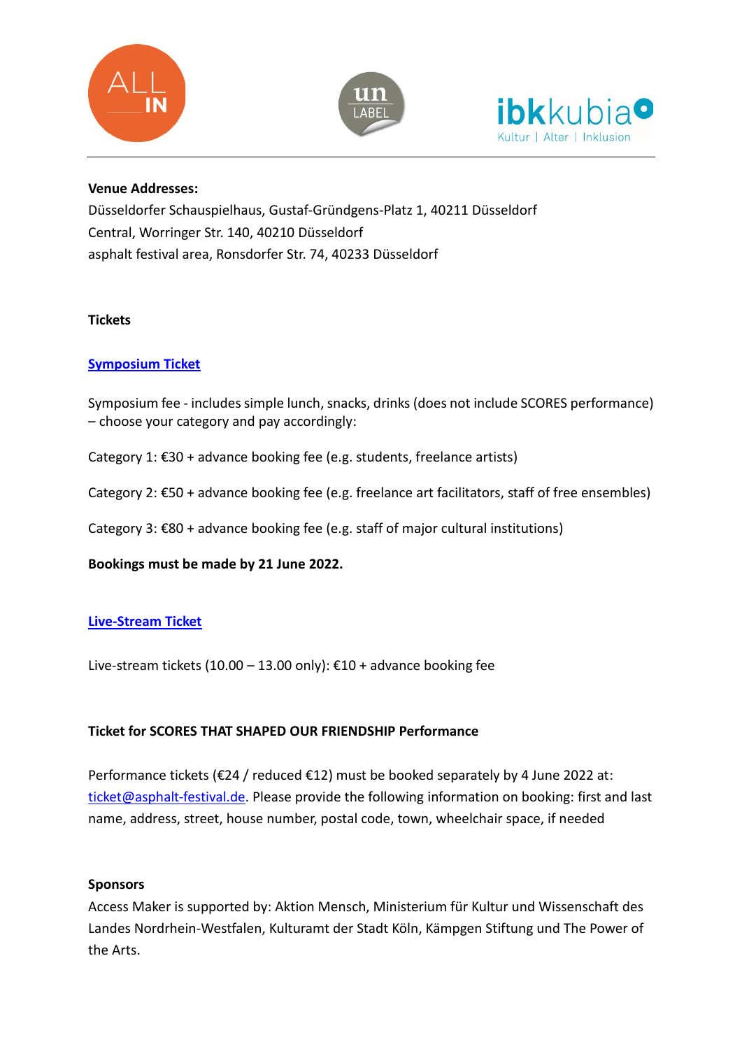**Venue Addresses:**

Düsseldorfer Schauspielhaus, Gustaf-Gründgens-Platz 1, 40211 Düsseldorf
Central, Worringer Str. 140, 40210 Düsseldorf
asphalt festival area, Ronsdorfer Str. 74, 40233 Düsseldorf

**Tickets**

**Symposium Ticket**

Symposium fee - includes simple lunch, snacks, drinks (does not include SCORES performance) – choose your category and pay accordingly:

Category 1: €30 + advance booking fee (e.g. students, freelance artists)

Category 2: €50 + advance booking fee (e.g. freelance art facilitators, staff of free ensembles)

Category 3: €80 + advance booking fee (e.g. staff of major cultural institutions)

**Bookings must be made by 21 June 2022.**

**Live-Stream Ticket**

Live-stream tickets (10.00 – 13.00 only): €10 + advance booking fee

**Ticket for SCORES THAT SHAPED OUR FRIENDSHIP Performance**

Performance tickets (€24 / reduced €12) must be booked separately by 4 June 2022 at: ticket@asphalt-festival.de. Please provide the following information on booking: first and last name, address, street, house number, postal code, town, wheelchair space, if needed

**Sponsors**

Access Maker is supported by: Aktion Mensch, Ministerium für Kultur und Wissenschaft des Landes Nordrhein-Westfalen, Kulturamt der Stadt Köln, Kämpgen Stiftung und The Power of the Arts.